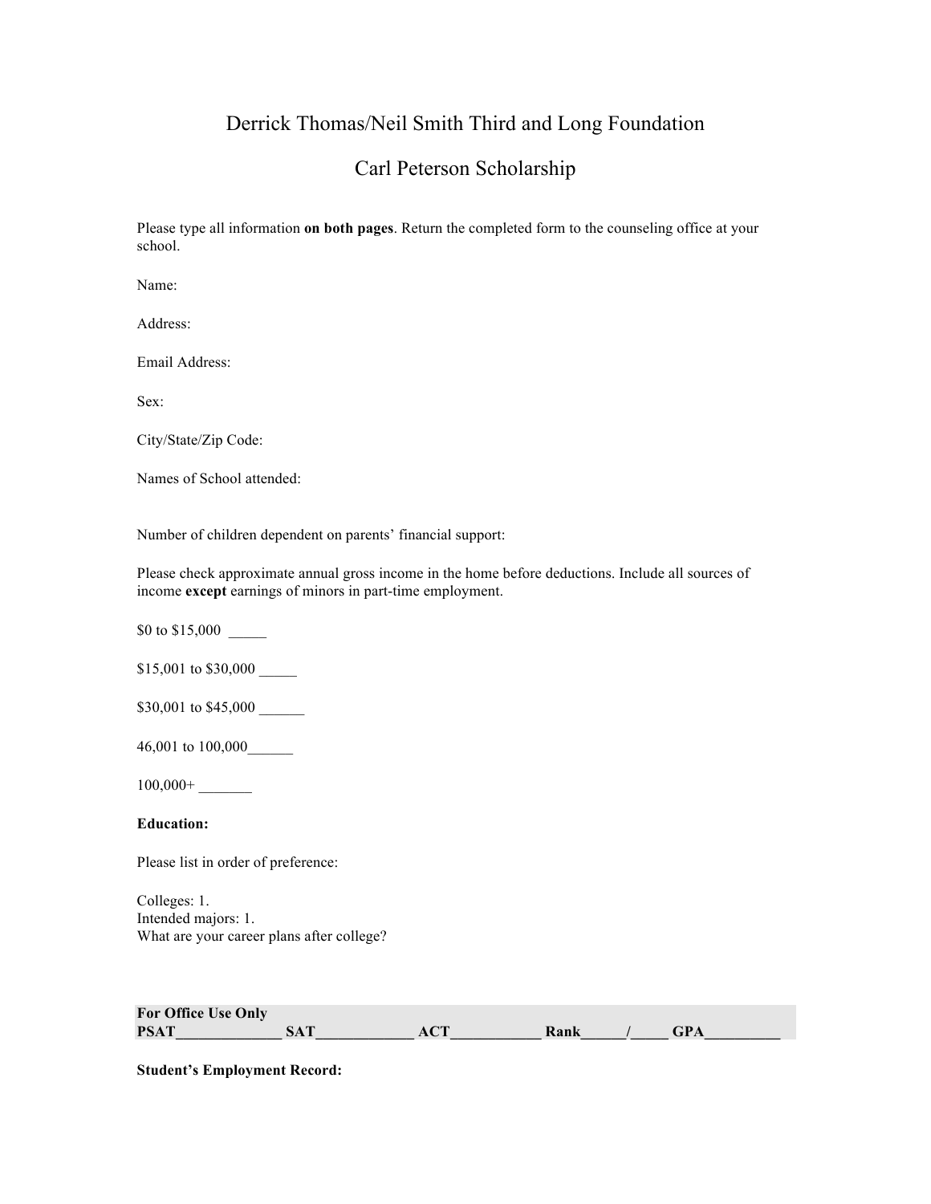# Derrick Thomas/Neil Smith Third and Long Foundation

## Carl Peterson Scholarship

Please type all information **on both pages**. Return the completed form to the counseling office at your school.

Name:

Address:

Email Address:

Sex:

City/State/Zip Code:

Names of School attended:

Number of children dependent on parents' financial support:

Please check approximate annual gross income in the home before deductions. Include all sources of income **except** earnings of minors in part-time employment.

$0 to $15,000 _____

$15,001 to $30,000 _____

$30,001 to $45,000 ______

46,001 to 100,000______

100,000+ _______

**Education:**

Please list in order of preference:

Colleges: 1.
Intended majors: 1.
What are your career plans after college?

**For Office Use Only**
**PSAT______________ SAT_____________ ACT____________ Rank______/_____ GPA__________**

**Student's Employment Record:**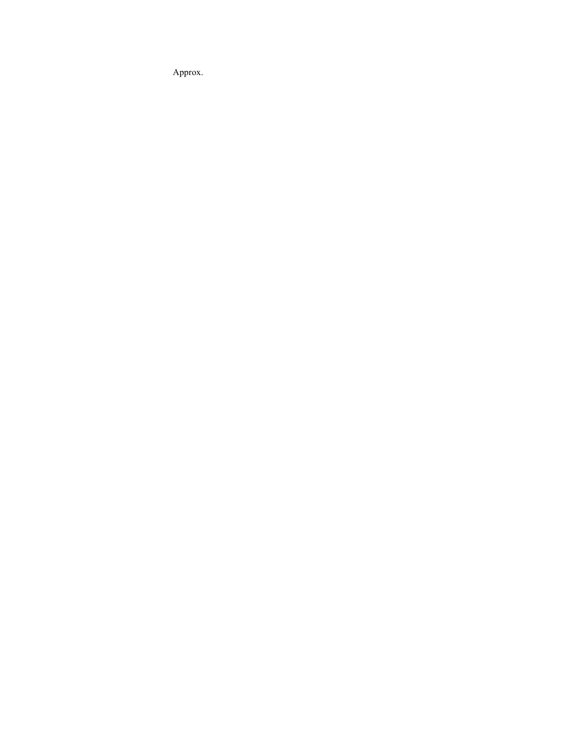Approx.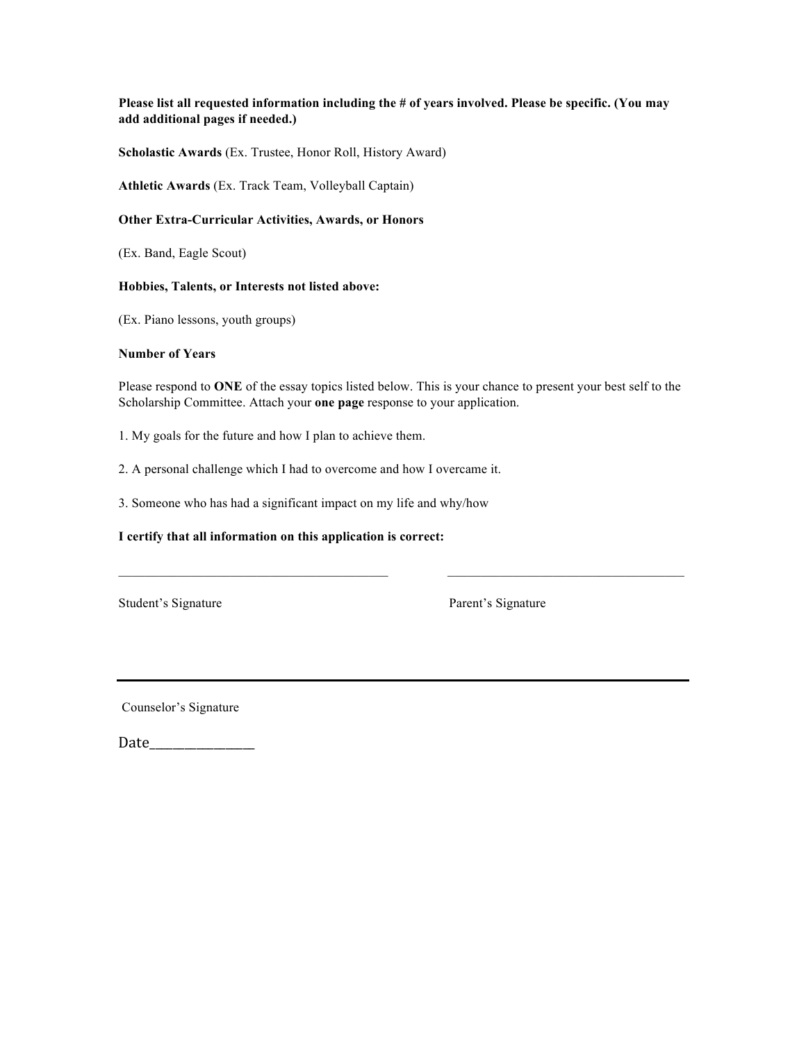**Please list all requested information including the # of years involved. Please be specific. (You may add additional pages if needed.)**

**Scholastic Awards** (Ex. Trustee, Honor Roll, History Award)

**Athletic Awards** (Ex. Track Team, Volleyball Captain)

**Other Extra-Curricular Activities, Awards, or Honors**

(Ex. Band, Eagle Scout)

**Hobbies, Talents, or Interests not listed above:**

(Ex. Piano lessons, youth groups)

**Number of Years**

Please respond to **ONE** of the essay topics listed below. This is your chance to present your best self to the Scholarship Committee. Attach your **one page** response to your application.

1. My goals for the future and how I plan to achieve them.

2. A personal challenge which I had to overcome and how I overcame it.

3. Someone who has had a significant impact on my life and why/how

**I certify that all information on this application is correct:**

_________________________________________ _____________________________________

Student's Signature Parent's Signature

_____________________________________________________________________________________

Counselor's Signature

Date_______________